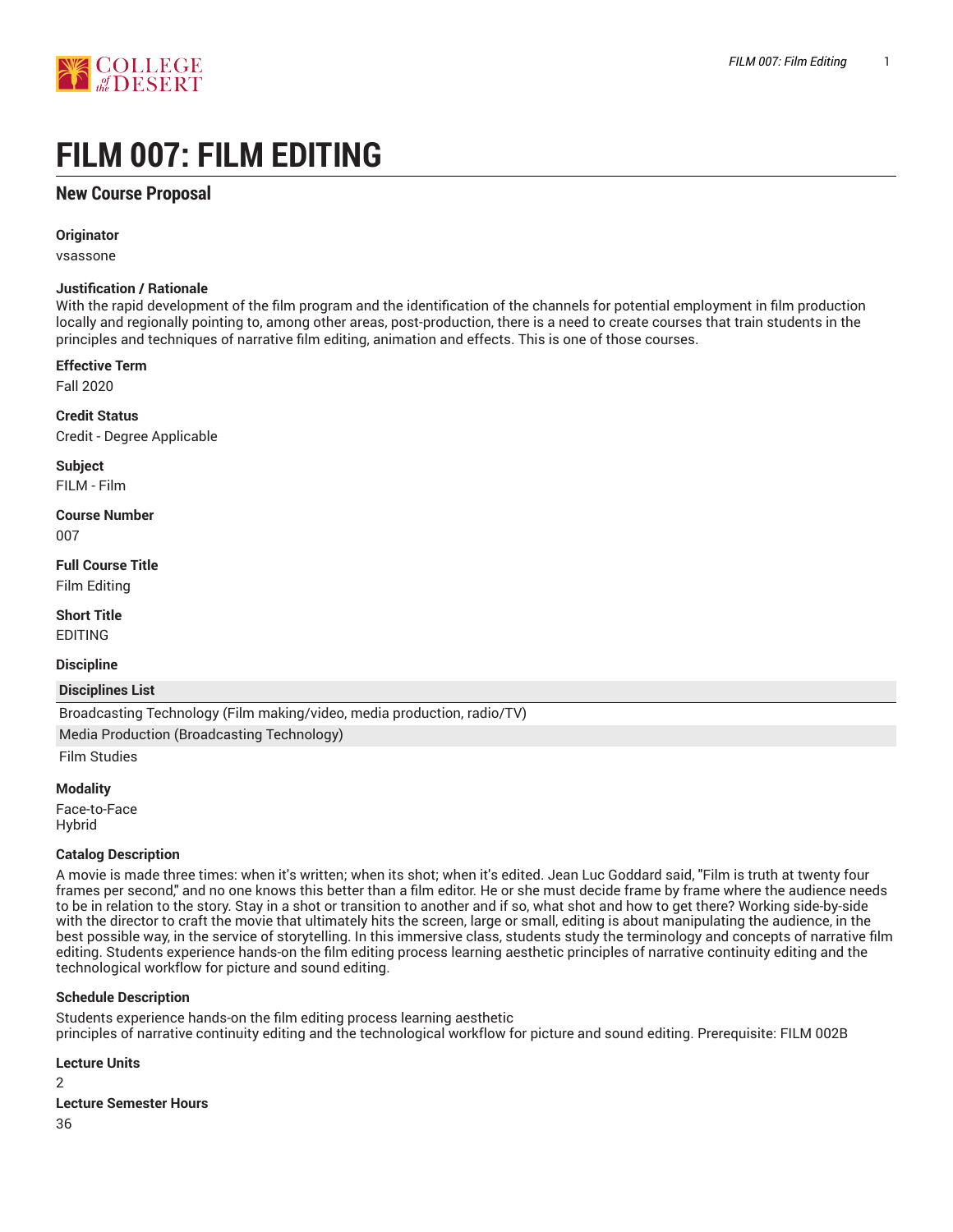# FILM 007: FILM EDITING

## New Course Proposal

**Originator**

vsassone

**Justification / Rationale**

With the rapid development of the film program and the identification of the channels for potential employment in film production locally and regionally pointing to, among other areas, post-production, there is a need to create courses that train students in the principles and techniques of narrative film editing, animation and effects. This is one of those courses.

**Effective Term**

Fall 2020

**Credit Status**

Credit - Degree Applicable

**Subject**

FILM - Film

**Course Number**

007

**Full Course Title**

Film Editing

**Short Title**

EDITING

**Discipline**

| Disciplines List |
| --- |
| Broadcasting Technology (Film making/video, media production, radio/TV) |
| Media Production (Broadcasting Technology) |
| Film Studies |

**Modality**

Face-to-Face
Hybrid

**Catalog Description**

A movie is made three times: when it's written; when its shot; when it's edited. Jean Luc Goddard said, "Film is truth at twenty four frames per second," and no one knows this better than a film editor. He or she must decide frame by frame where the audience needs to be in relation to the story. Stay in a shot or transition to another and if so, what shot and how to get there? Working side-by-side with the director to craft the movie that ultimately hits the screen, large or small, editing is about manipulating the audience, in the best possible way, in the service of storytelling. In this immersive class, students study the terminology and concepts of narrative film editing. Students experience hands-on the film editing process learning aesthetic principles of narrative continuity editing and the technological workflow for picture and sound editing.

**Schedule Description**

Students experience hands-on the film editing process learning aesthetic
principles of narrative continuity editing and the technological workflow for picture and sound editing. Prerequisite: FILM 002B

**Lecture Units**

2

**Lecture Semester Hours**

36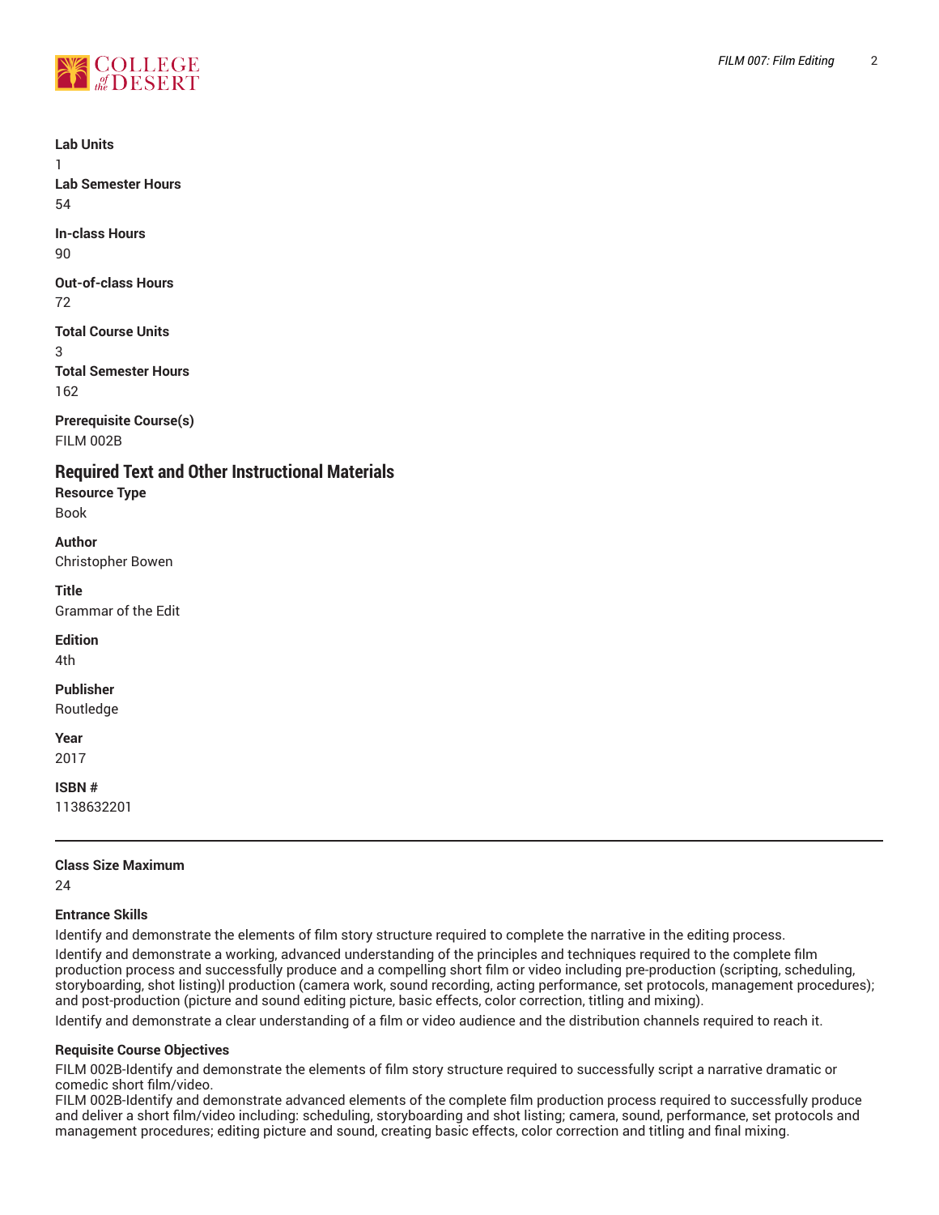**Lab Units**

1

**Lab Semester Hours**

54

**In-class Hours**

90

**Out-of-class Hours**

72

**Total Course Units**

3

**Total Semester Hours**

162

**Prerequisite Course(s)**

FILM 002B

## Required Text and Other Instructional Materials

**Resource Type**

Book

**Author**

Christopher Bowen

**Title**

Grammar of the Edit

**Edition**

4th

**Publisher**

Routledge

**Year**

2017

**ISBN #**

1138632201

---

**Class Size Maximum**

24

**Entrance Skills**

Identify and demonstrate the elements of film story structure required to complete the narrative in the editing process.

Identify and demonstrate a working, advanced understanding of the principles and techniques required to the complete film production process and successfully produce and a compelling short film or video including pre-production (scripting, scheduling, storyboarding, shot listing)l production (camera work, sound recording, acting performance, set protocols, management procedures); and post-production (picture and sound editing picture, basic effects, color correction, titling and mixing).

Identify and demonstrate a clear understanding of a film or video audience and the distribution channels required to reach it.

**Requisite Course Objectives**

FILM 002B-Identify and demonstrate the elements of film story structure required to successfully script a narrative dramatic or comedic short film/video.

FILM 002B-Identify and demonstrate advanced elements of the complete film production process required to successfully produce and deliver a short film/video including: scheduling, storyboarding and shot listing; camera, sound, performance, set protocols and management procedures; editing picture and sound, creating basic effects, color correction and titling and final mixing.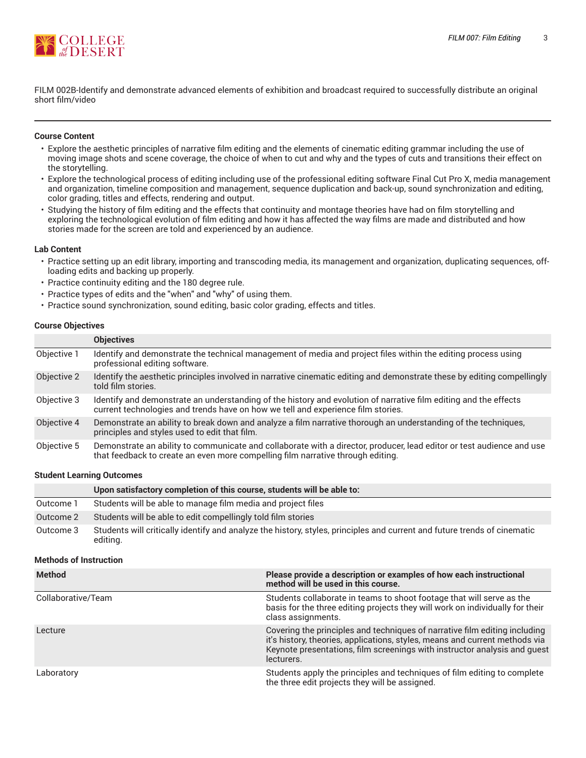FILM 002B-Identify and demonstrate advanced elements of exhibition and broadcast required to successfully distribute an original short film/video

---

#### Course Content

- Explore the aesthetic principles of narrative film editing and the elements of cinematic editing grammar including the use of moving image shots and scene coverage, the choice of when to cut and why and the types of cuts and transitions their effect on the storytelling.
- Explore the technological process of editing including use of the professional editing software Final Cut Pro X, media management and organization, timeline composition and management, sequence duplication and back-up, sound synchronization and editing, color grading, titles and effects, rendering and output.
- Studying the history of film editing and the effects that continuity and montage theories have had on film storytelling and exploring the technological evolution of film editing and how it has affected the way films are made and distributed and how stories made for the screen are told and experienced by an audience.

#### Lab Content

- Practice setting up an edit library, importing and transcoding media, its management and organization, duplicating sequences, off-loading edits and backing up properly.
- Practice continuity editing and the 180 degree rule.
- Practice types of edits and the "when" and "why" of using them.
- Practice sound synchronization, sound editing, basic color grading, effects and titles.

#### Course Objectives

| | Objectives |
|---|---|
| Objective 1 | Identify and demonstrate the technical management of media and project files within the editing process using professional editing software. |
| Objective 2 | Identify the aesthetic principles involved in narrative cinematic editing and demonstrate these by editing compellingly told film stories. |
| Objective 3 | Identify and demonstrate an understanding of the history and evolution of narrative film editing and the effects current technologies and trends have on how we tell and experience film stories. |
| Objective 4 | Demonstrate an ability to break down and analyze a film narrative thorough an understanding of the techniques, principles and styles used to edit that film. |
| Objective 5 | Demonstrate an ability to communicate and collaborate with a director, producer, lead editor or test audience and use that feedback to create an even more compelling film narrative through editing. |

#### Student Learning Outcomes

| | Upon satisfactory completion of this course, students will be able to: |
|---|---|
| Outcome 1 | Students will be able to manage film media and project files |
| Outcome 2 | Students will be able to edit compellingly told film stories |
| Outcome 3 | Students will critically identify and analyze the history, styles, principles and current and future trends of cinematic editing. |

#### Methods of Instruction

| Method | Please provide a description or examples of how each instructional method will be used in this course. |
|---|---|
| Collaborative/Team | Students collaborate in teams to shoot footage that will serve as the basis for the three editing projects they will work on individually for their class assignments. |
| Lecture | Covering the principles and techniques of narrative film editing including it's history, theories, applications, styles, means and current methods via Keynote presentations, film screenings with instructor analysis and guest lecturers. |
| Laboratory | Students apply the principles and techniques of film editing to complete the three edit projects they will be assigned. |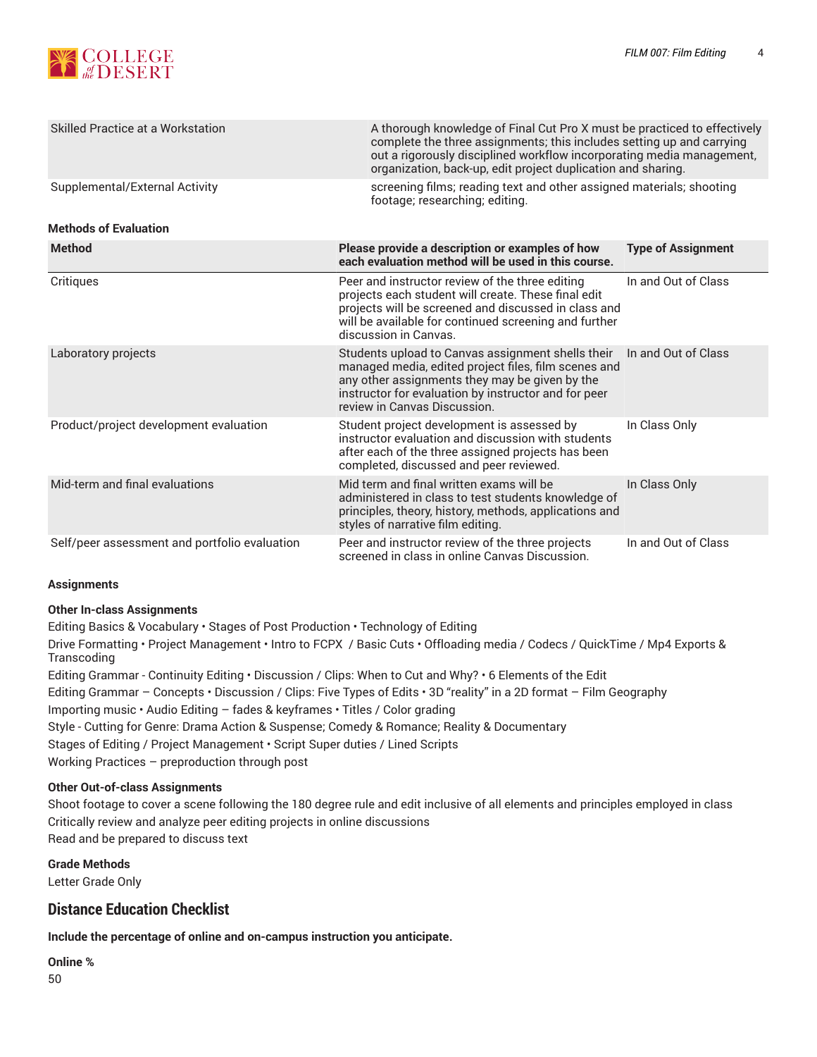| | |
|---|---|
| Skilled Practice at a Workstation | A thorough knowledge of Final Cut Pro X must be practiced to effectively complete the three assignments; this includes setting up and carrying out a rigorously disciplined workflow incorporating media management, organization, back-up, edit project duplication and sharing. |
| Supplemental/External Activity | screening films; reading text and other assigned materials; shooting footage; researching; editing. |

**Methods of Evaluation**

| Method | Please provide a description or examples of how each evaluation method will be used in this course. | Type of Assignment |
|---|---|---|
| Critiques | Peer and instructor review of the three editing projects each student will create. These final edit projects will be screened and discussed in class and will be available for continued screening and further discussion in Canvas. | In and Out of Class |
| Laboratory projects | Students upload to Canvas assignment shells their managed media, edited project files, film scenes and any other assignments they may be given by the instructor for evaluation by instructor and for peer review in Canvas Discussion. | In and Out of Class |
| Product/project development evaluation | Student project development is assessed by instructor evaluation and discussion with students after each of the three assigned projects has been completed, discussed and peer reviewed. | In Class Only |
| Mid-term and final evaluations | Mid term and final written exams will be administered in class to test students knowledge of principles, theory, history, methods, applications and styles of narrative film editing. | In Class Only |
| Self/peer assessment and portfolio evaluation | Peer and instructor review of the three projects screened in class in online Canvas Discussion. | In and Out of Class |

**Assignments**

**Other In-class Assignments**

Editing Basics & Vocabulary • Stages of Post Production • Technology of Editing

Drive Formatting • Project Management • Intro to FCPX / Basic Cuts • Offloading media / Codecs / QuickTime / Mp4 Exports & Transcoding

Editing Grammar - Continuity Editing • Discussion / Clips: When to Cut and Why? • 6 Elements of the Edit

Editing Grammar – Concepts • Discussion / Clips: Five Types of Edits • 3D "reality" in a 2D format – Film Geography

Importing music • Audio Editing – fades & keyframes • Titles / Color grading

Style - Cutting for Genre: Drama Action & Suspense; Comedy & Romance; Reality & Documentary

Stages of Editing / Project Management • Script Super duties / Lined Scripts

Working Practices – preproduction through post

**Other Out-of-class Assignments**

Shoot footage to cover a scene following the 180 degree rule and edit inclusive of all elements and principles employed in class

Critically review and analyze peer editing projects in online discussions

Read and be prepared to discuss text

**Grade Methods**

Letter Grade Only

## Distance Education Checklist

**Include the percentage of online and on-campus instruction you anticipate.**

**Online %**

50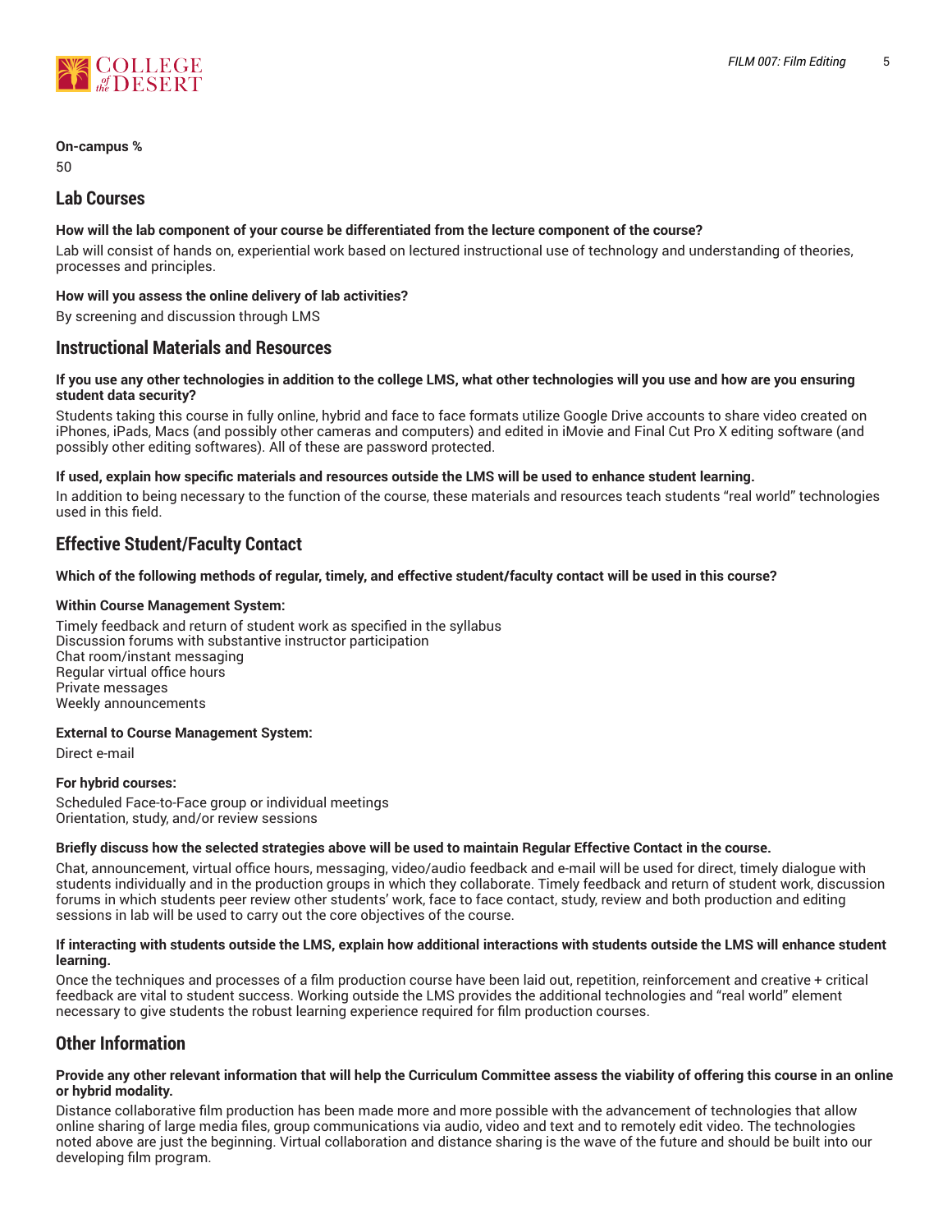**On-campus %**

50

## Lab Courses

**How will the lab component of your course be differentiated from the lecture component of the course?**

Lab will consist of hands on, experiential work based on lectured instructional use of technology and understanding of theories, processes and principles.

**How will you assess the online delivery of lab activities?**

By screening and discussion through LMS

## Instructional Materials and Resources

**If you use any other technologies in addition to the college LMS, what other technologies will you use and how are you ensuring student data security?**

Students taking this course in fully online, hybrid and face to face formats utilize Google Drive accounts to share video created on iPhones, iPads, Macs (and possibly other cameras and computers) and edited in iMovie and Final Cut Pro X editing software (and possibly other editing softwares). All of these are password protected.

**If used, explain how specific materials and resources outside the LMS will be used to enhance student learning.**

In addition to being necessary to the function of the course, these materials and resources teach students "real world" technologies used in this field.

## Effective Student/Faculty Contact

**Which of the following methods of regular, timely, and effective student/faculty contact will be used in this course?**

**Within Course Management System:**

Timely feedback and return of student work as specified in the syllabus
Discussion forums with substantive instructor participation
Chat room/instant messaging
Regular virtual office hours
Private messages
Weekly announcements

**External to Course Management System:**

Direct e-mail

**For hybrid courses:**

Scheduled Face-to-Face group or individual meetings
Orientation, study, and/or review sessions

**Briefly discuss how the selected strategies above will be used to maintain Regular Effective Contact in the course.**

Chat, announcement, virtual office hours, messaging, video/audio feedback and e-mail will be used for direct, timely dialogue with students individually and in the production groups in which they collaborate. Timely feedback and return of student work, discussion forums in which students peer review other students' work, face to face contact, study, review and both production and editing sessions in lab will be used to carry out the core objectives of the course.

**If interacting with students outside the LMS, explain how additional interactions with students outside the LMS will enhance student learning.**

Once the techniques and processes of a film production course have been laid out, repetition, reinforcement and creative + critical feedback are vital to student success. Working outside the LMS provides the additional technologies and "real world" element necessary to give students the robust learning experience required for film production courses.

## Other Information

**Provide any other relevant information that will help the Curriculum Committee assess the viability of offering this course in an online or hybrid modality.**

Distance collaborative film production has been made more and more possible with the advancement of technologies that allow online sharing of large media files, group communications via audio, video and text and to remotely edit video. The technologies noted above are just the beginning. Virtual collaboration and distance sharing is the wave of the future and should be built into our developing film program.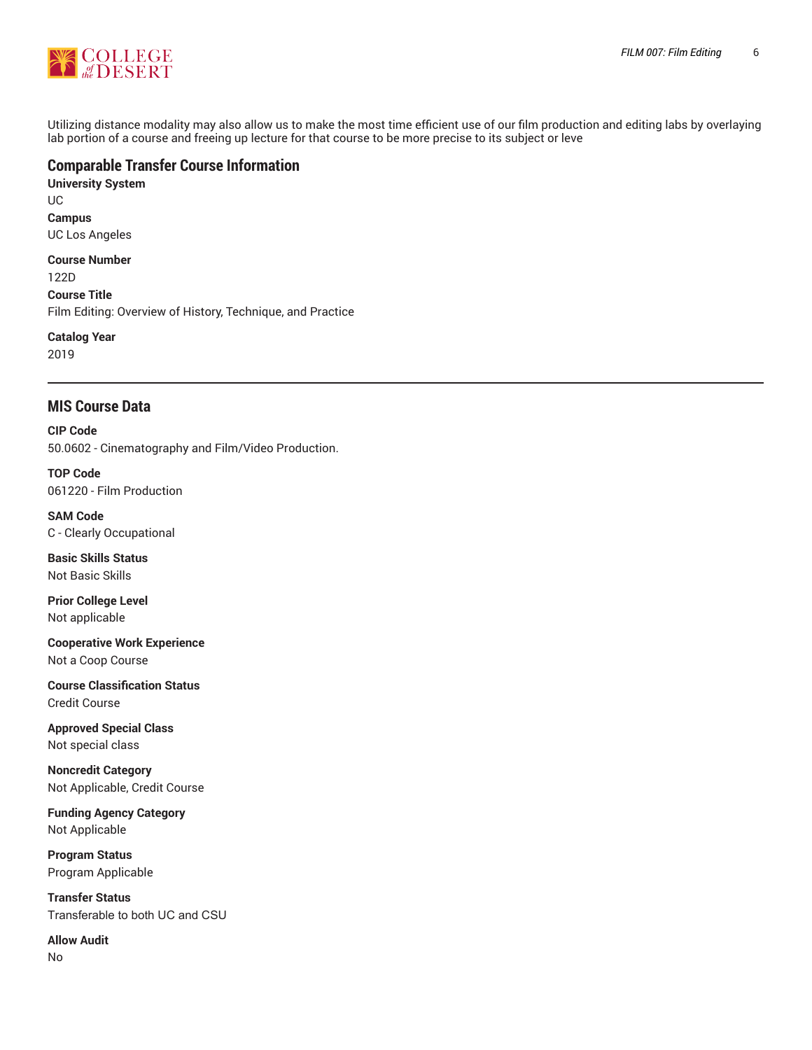Utilizing distance modality may also allow us to make the most time efficient use of our film production and editing labs by overlaying lab portion of a course and freeing up lecture for that course to be more precise to its subject or leve

## Comparable Transfer Course Information

**University System**
UC

**Campus**
UC Los Angeles

**Course Number**
122D

**Course Title**
Film Editing: Overview of History, Technique, and Practice

**Catalog Year**
2019

---

## MIS Course Data

**CIP Code**
50.0602 - Cinematography and Film/Video Production.

**TOP Code**
061220 - Film Production

**SAM Code**
C - Clearly Occupational

**Basic Skills Status**
Not Basic Skills

**Prior College Level**
Not applicable

**Cooperative Work Experience**
Not a Coop Course

**Course Classification Status**
Credit Course

**Approved Special Class**
Not special class

**Noncredit Category**
Not Applicable, Credit Course

**Funding Agency Category**
Not Applicable

**Program Status**
Program Applicable

**Transfer Status**
Transferable to both UC and CSU

**Allow Audit**
No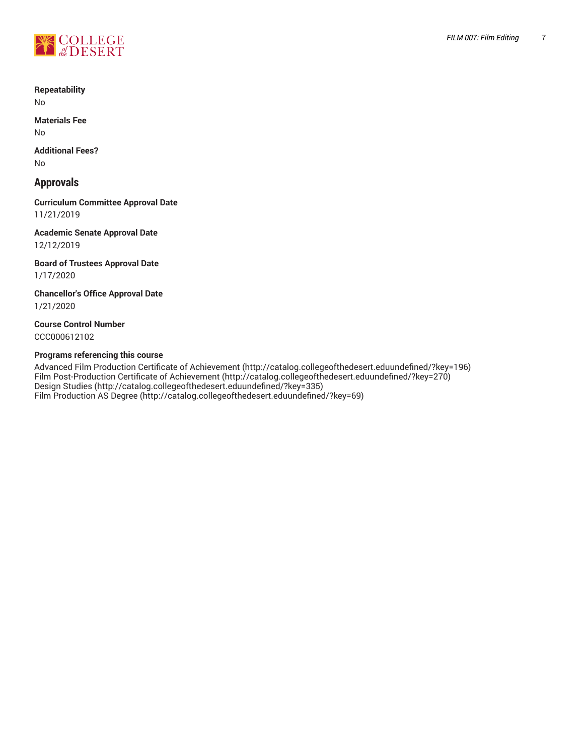**Repeatability**
No

**Materials Fee**
No

**Additional Fees?**
No

## Approvals

**Curriculum Committee Approval Date**
11/21/2019

**Academic Senate Approval Date**
12/12/2019

**Board of Trustees Approval Date**
1/17/2020

**Chancellor's Office Approval Date**
1/21/2020

**Course Control Number**
CCC000612102

**Programs referencing this course**
Advanced Film Production Certificate of Achievement (http://catalog.collegeofthedesert.eduundefined/?key=196)
Film Post-Production Certificate of Achievement (http://catalog.collegeofthedesert.eduundefined/?key=270)
Design Studies (http://catalog.collegeofthedesert.eduundefined/?key=335)
Film Production AS Degree (http://catalog.collegeofthedesert.eduundefined/?key=69)